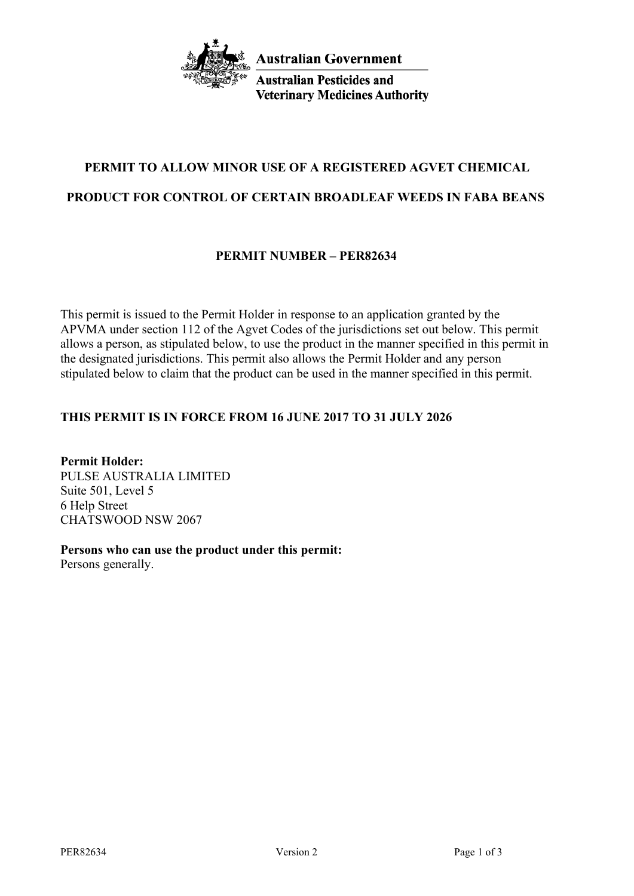Australian Government

Australian Pesticides and Veterinary Medicines Authority

## PERMIT TO ALLOW MINOR USE OF A REGISTERED AGVET CHEMICAL PRODUCT FOR CONTROL OF CERTAIN BROADLEAF WEEDS IN FABA BEANS

## PERMIT NUMBER – PER82634

This permit is issued to the Permit Holder in response to an application granted by the APVMA under section 112 of the Agvet Codes of the jurisdictions set out below. This permit allows a person, as stipulated below, to use the product in the manner specified in this permit in the designated jurisdictions. This permit also allows the Permit Holder and any person stipulated below to claim that the product can be used in the manner specified in this permit.

**THIS PERMIT IS IN FORCE FROM 16 JUNE 2017 TO 31 JULY 2026**

**Permit Holder:**
PULSE AUSTRALIA LIMITED
Suite 501, Level 5
6 Help Street
CHATSWOOD NSW 2067

**Persons who can use the product under this permit:**
Persons generally.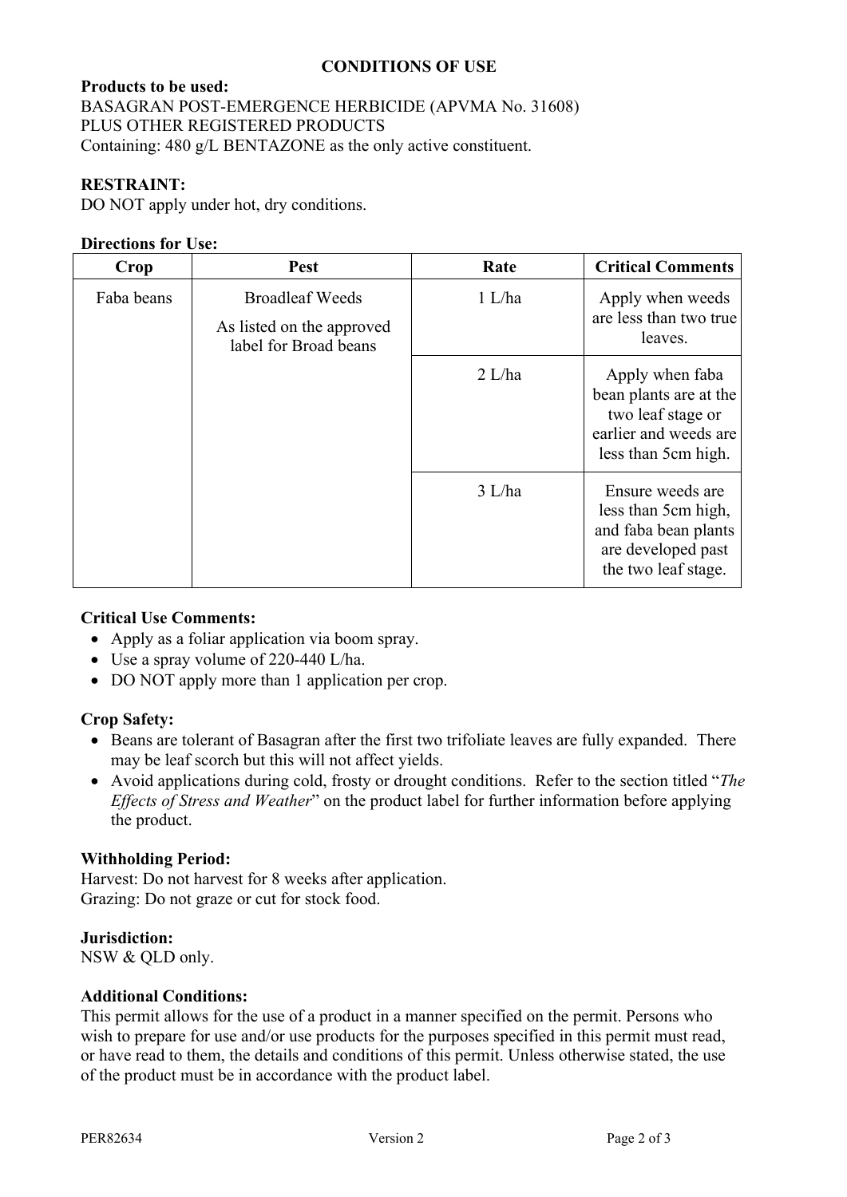## CONDITIONS OF USE

**Products to be used:**
BASAGRAN POST-EMERGENCE HERBICIDE (APVMA No. 31608)
PLUS OTHER REGISTERED PRODUCTS
Containing: 480 g/L BENTAZONE as the only active constituent.

**RESTRAINT:**
DO NOT apply under hot, dry conditions.

**Directions for Use:**

| Crop | Pest | Rate | Critical Comments |
|---|---|---|---|
| Faba beans | Broadleaf Weeds<br>As listed on the approved label for Broad beans | 1 L/ha | Apply when weeds are less than two true leaves. |
| | | 2 L/ha | Apply when faba bean plants are at the two leaf stage or earlier and weeds are less than 5cm high. |
| | | 3 L/ha | Ensure weeds are less than 5cm high, and faba bean plants are developed past the two leaf stage. |

**Critical Use Comments:**

- Apply as a foliar application via boom spray.
- Use a spray volume of 220-440 L/ha.
- DO NOT apply more than 1 application per crop.

**Crop Safety:**

- Beans are tolerant of Basagran after the first two trifoliate leaves are fully expanded. There may be leaf scorch but this will not affect yields.
- Avoid applications during cold, frosty or drought conditions. Refer to the section titled "*The Effects of Stress and Weather*" on the product label for further information before applying the product.

**Withholding Period:**
Harvest: Do not harvest for 8 weeks after application.
Grazing: Do not graze or cut for stock food.

**Jurisdiction:**
NSW & QLD only.

**Additional Conditions:**
This permit allows for the use of a product in a manner specified on the permit. Persons who wish to prepare for use and/or use products for the purposes specified in this permit must read, or have read to them, the details and conditions of this permit. Unless otherwise stated, the use of the product must be in accordance with the product label.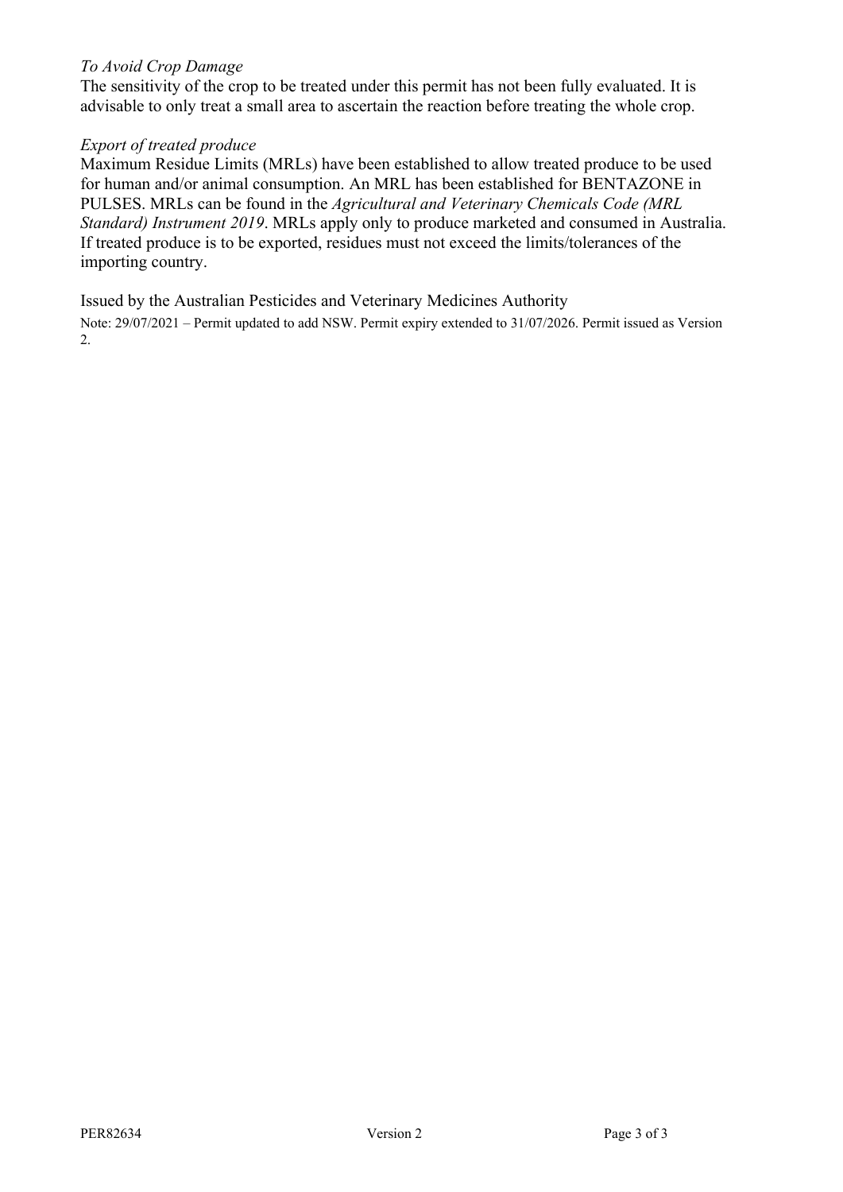*To Avoid Crop Damage*

The sensitivity of the crop to be treated under this permit has not been fully evaluated. It is advisable to only treat a small area to ascertain the reaction before treating the whole crop.

*Export of treated produce*

Maximum Residue Limits (MRLs) have been established to allow treated produce to be used for human and/or animal consumption. An MRL has been established for BENTAZONE in PULSES. MRLs can be found in the *Agricultural and Veterinary Chemicals Code (MRL Standard) Instrument 2019*. MRLs apply only to produce marketed and consumed in Australia. If treated produce is to be exported, residues must not exceed the limits/tolerances of the importing country.

Issued by the Australian Pesticides and Veterinary Medicines Authority

Note: 29/07/2021 – Permit updated to add NSW. Permit expiry extended to 31/07/2026. Permit issued as Version 2.